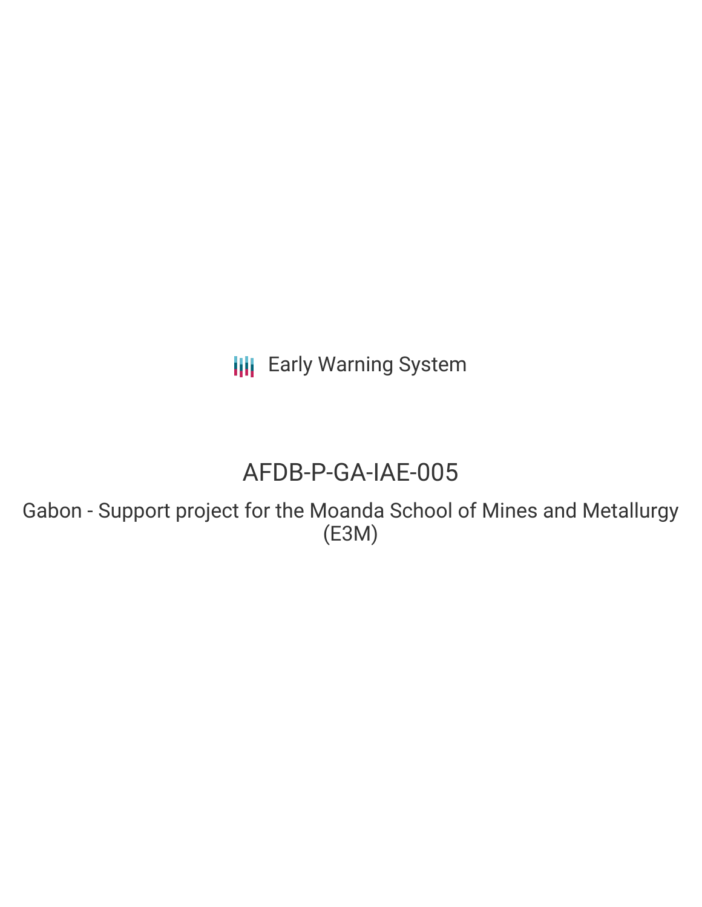Early Warning System

# AFDB-P-GA-IAE-005

## Gabon - Support project for the Moanda School of Mines and Metallurgy (E3M)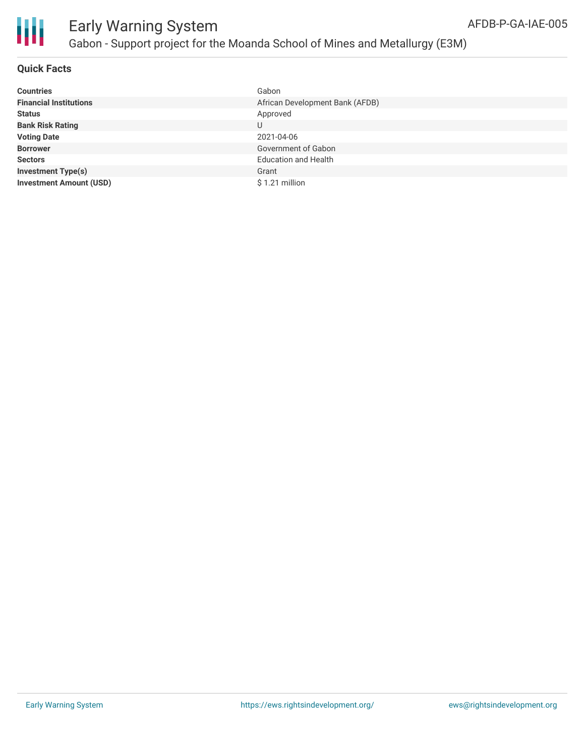# Early Warning System

## Gabon - Support project for the Moanda School of Mines and Metallurgy (E3M)

AFDB-P-GA-IAE-005

### Quick Facts

| | |
|---|---|
| **Countries** | Gabon |
| **Financial Institutions** | African Development Bank (AFDB) |
| **Status** | Approved |
| **Bank Risk Rating** | U |
| **Voting Date** | 2021-04-06 |
| **Borrower** | Government of Gabon |
| **Sectors** | Education and Health |
| **Investment Type(s)** | Grant |
| **Investment Amount (USD)** | $ 1.21 million |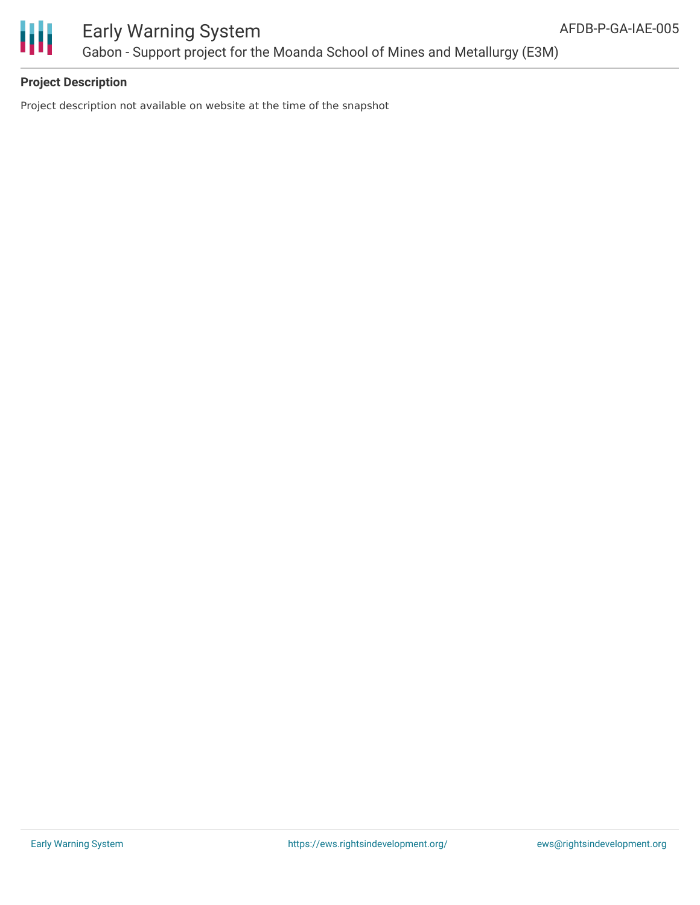## Project Description

Project description not available on website at the time of the snapshot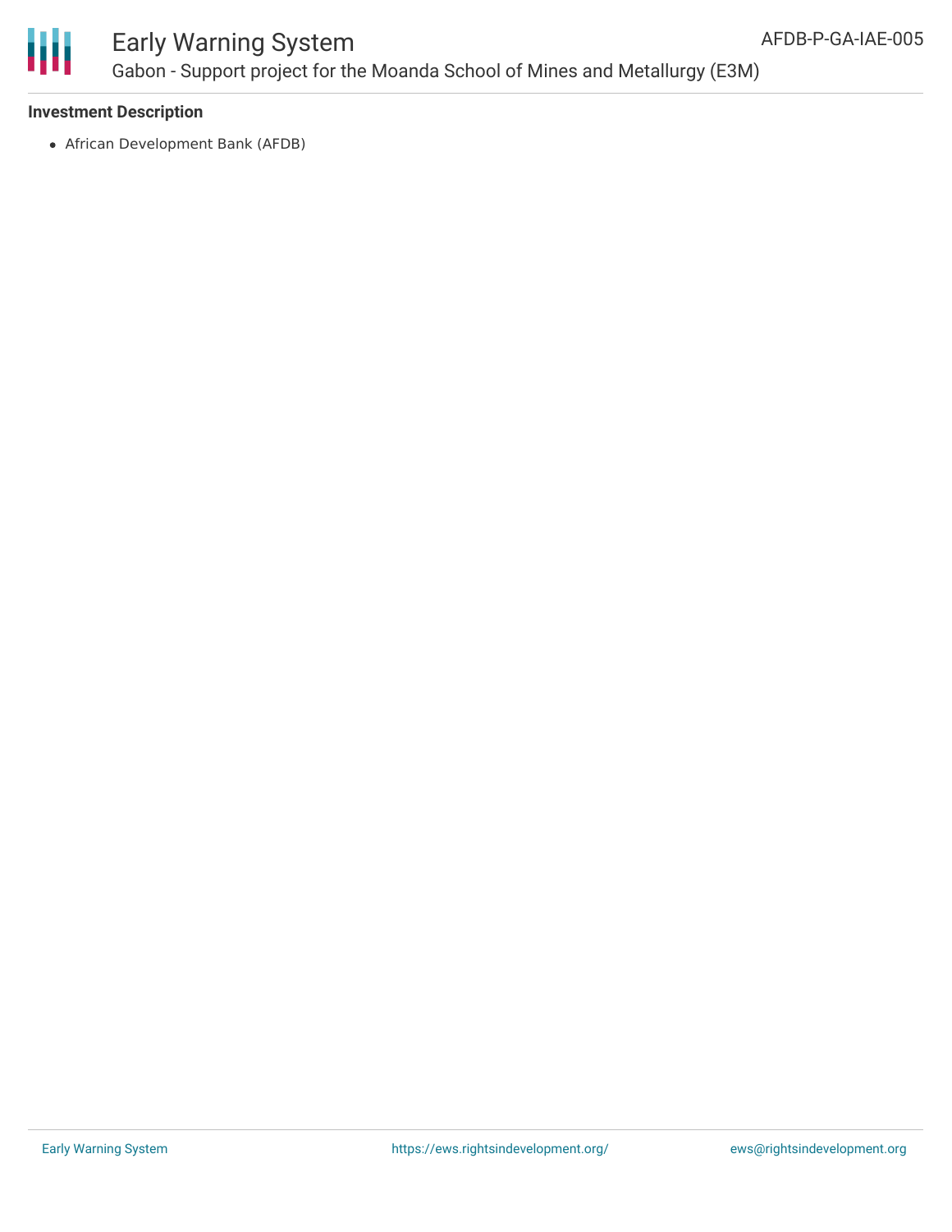### Investment Description

- African Development Bank (AFDB)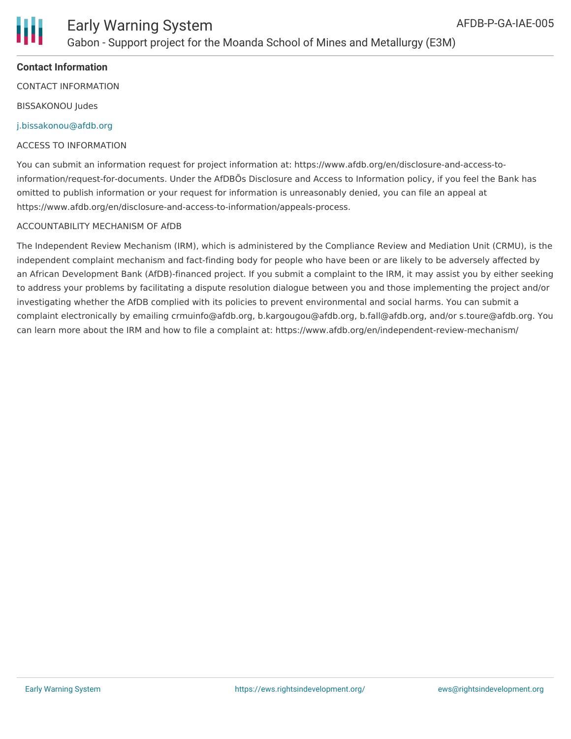**Contact Information**

CONTACT INFORMATION

BISSAKONOU Judes

j.bissakonou@afdb.org

ACCESS TO INFORMATION

You can submit an information request for project information at: https://www.afdb.org/en/disclosure-and-access-to-information/request-for-documents. Under the AfDBÕs Disclosure and Access to Information policy, if you feel the Bank has omitted to publish information or your request for information is unreasonably denied, you can file an appeal at https://www.afdb.org/en/disclosure-and-access-to-information/appeals-process.

ACCOUNTABILITY MECHANISM OF AfDB

The Independent Review Mechanism (IRM), which is administered by the Compliance Review and Mediation Unit (CRMU), is the independent complaint mechanism and fact-finding body for people who have been or are likely to be adversely affected by an African Development Bank (AfDB)-financed project. If you submit a complaint to the IRM, it may assist you by either seeking to address your problems by facilitating a dispute resolution dialogue between you and those implementing the project and/or investigating whether the AfDB complied with its policies to prevent environmental and social harms. You can submit a complaint electronically by emailing crmuinfo@afdb.org, b.kargougou@afdb.org, b.fall@afdb.org, and/or s.toure@afdb.org. You can learn more about the IRM and how to file a complaint at: https://www.afdb.org/en/independent-review-mechanism/